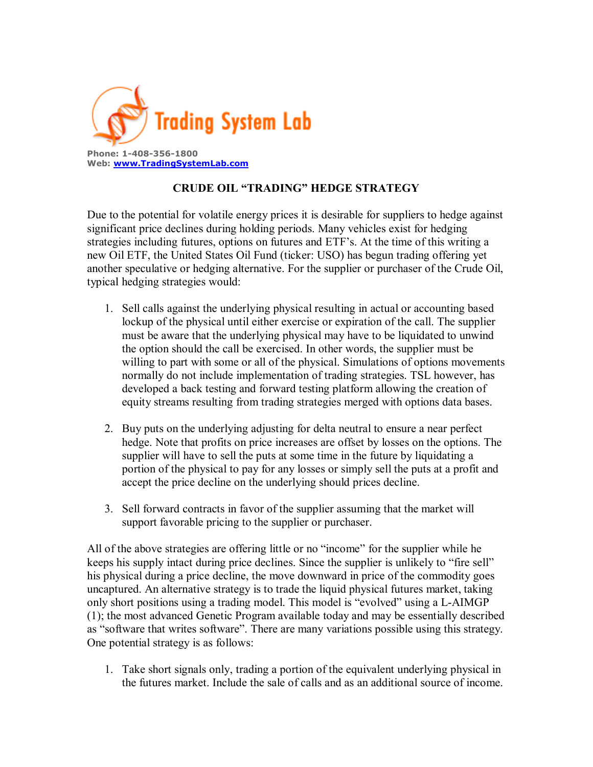Trading System Lab

**Phone: 1-408-356-1800**
**Web: www.TradingSystemLab.com**

# CRUDE OIL "TRADING" HEDGE STRATEGY

Due to the potential for volatile energy prices it is desirable for suppliers to hedge against significant price declines during holding periods. Many vehicles exist for hedging strategies including futures, options on futures and ETF's. At the time of this writing a new Oil ETF, the United States Oil Fund (ticker: USO) has begun trading offering yet another speculative or hedging alternative. For the supplier or purchaser of the Crude Oil, typical hedging strategies would:

1. Sell calls against the underlying physical resulting in actual or accounting based lockup of the physical until either exercise or expiration of the call. The supplier must be aware that the underlying physical may have to be liquidated to unwind the option should the call be exercised. In other words, the supplier must be willing to part with some or all of the physical. Simulations of options movements normally do not include implementation of trading strategies. TSL however, has developed a back testing and forward testing platform allowing the creation of equity streams resulting from trading strategies merged with options data bases.

2. Buy puts on the underlying adjusting for delta neutral to ensure a near perfect hedge. Note that profits on price increases are offset by losses on the options. The supplier will have to sell the puts at some time in the future by liquidating a portion of the physical to pay for any losses or simply sell the puts at a profit and accept the price decline on the underlying should prices decline.

3. Sell forward contracts in favor of the supplier assuming that the market will support favorable pricing to the supplier or purchaser.

All of the above strategies are offering little or no "income" for the supplier while he keeps his supply intact during price declines. Since the supplier is unlikely to "fire sell" his physical during a price decline, the move downward in price of the commodity goes uncaptured. An alternative strategy is to trade the liquid physical futures market, taking only short positions using a trading model. This model is "evolved" using a L-AIMGP (1); the most advanced Genetic Program available today and may be essentially described as "software that writes software". There are many variations possible using this strategy. One potential strategy is as follows:

1. Take short signals only, trading a portion of the equivalent underlying physical in the futures market. Include the sale of calls and as an additional source of income.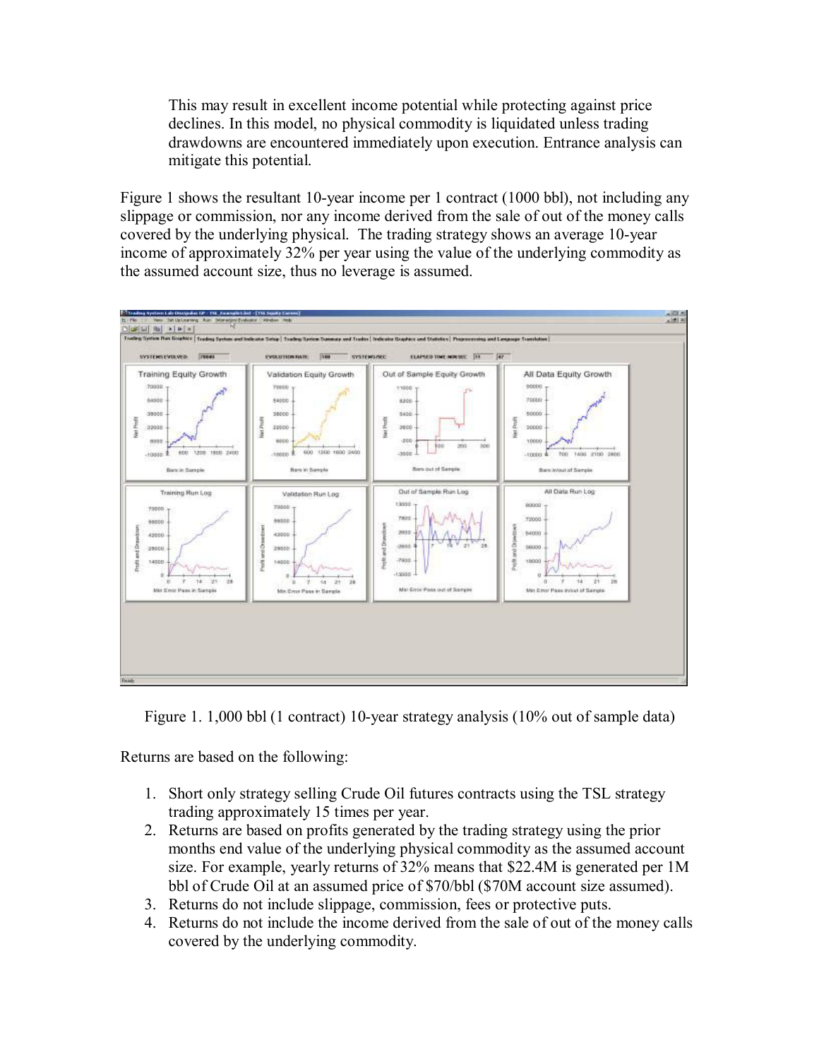This may result in excellent income potential while protecting against price declines. In this model, no physical commodity is liquidated unless trading drawdowns are encountered immediately upon execution. Entrance analysis can mitigate this potential.

Figure 1 shows the resultant 10-year income per 1 contract (1000 bbl), not including any slippage or commission, nor any income derived from the sale of out of the money calls covered by the underlying physical. The trading strategy shows an average 10-year income of approximately 32% per year using the value of the underlying commodity as the assumed account size, thus no leverage is assumed.

Figure 1. 1,000 bbl (1 contract) 10-year strategy analysis (10% out of sample data)

Returns are based on the following:

1. Short only strategy selling Crude Oil futures contracts using the TSL strategy trading approximately 15 times per year.
2. Returns are based on profits generated by the trading strategy using the prior months end value of the underlying physical commodity as the assumed account size. For example, yearly returns of 32% means that $22.4M is generated per 1M bbl of Crude Oil at an assumed price of $70/bbl ($70M account size assumed).
3. Returns do not include slippage, commission, fees or protective puts.
4. Returns do not include the income derived from the sale of out of the money calls covered by the underlying commodity.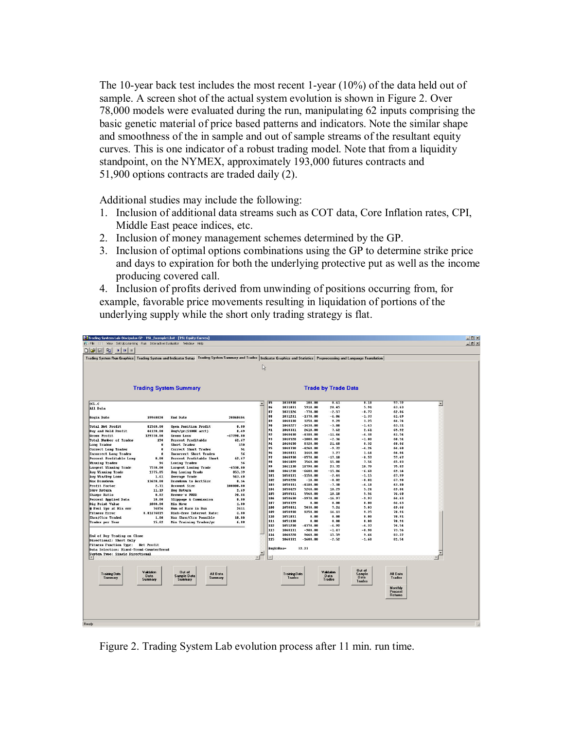The 10-year back test includes the most recent 1-year (10%) of the data held out of sample. A screen shot of the actual system evolution is shown in Figure 2. Over 78,000 models were evaluated during the run, manipulating 62 inputs comprising the basic genetic material of price based patterns and indicators. Note the similar shape and smoothness of the in sample and out of sample streams of the resultant equity curves. This is one indicator of a robust trading model. Note that from a liquidity standpoint, on the NYMEX, approximately 193,000 futures contracts and 51,900 options contracts are traded daily (2).

Additional studies may include the following:

1. Inclusion of additional data streams such as COT data, Core Inflation rates, CPI, Middle East peace indices, etc.
2. Inclusion of money management schemes determined by the GP.
3. Inclusion of optimal options combinations using the GP to determine strike price and days to expiration for both the underlying protective put as well as the income producing covered call.
4. Inclusion of profits derived from unwinding of positions occurring from, for example, favorable price movements resulting in liquidation of portions of the underlying supply while the short only trading strategy is flat.

Figure 2. Trading System Lab evolution process after 11 min. run time.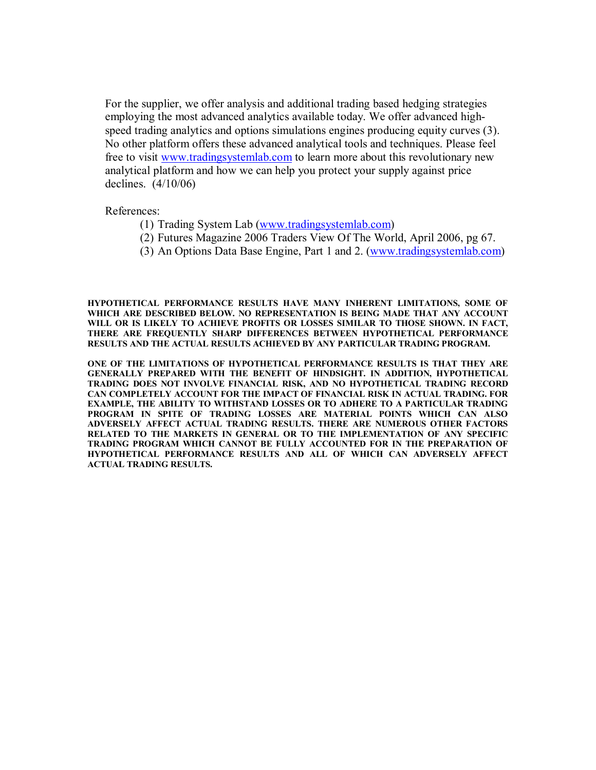For the supplier, we offer analysis and additional trading based hedging strategies employing the most advanced analytics available today. We offer advanced high-speed trading analytics and options simulations engines producing equity curves (3). No other platform offers these advanced analytical tools and techniques. Please feel free to visit www.tradingsystemlab.com to learn more about this revolutionary new analytical platform and how we can help you protect your supply against price declines. (4/10/06)

References:

(1) Trading System Lab (www.tradingsystemlab.com)
(2) Futures Magazine 2006 Traders View Of The World, April 2006, pg 67.
(3) An Options Data Base Engine, Part 1 and 2. (www.tradingsystemlab.com)

**HYPOTHETICAL PERFORMANCE RESULTS HAVE MANY INHERENT LIMITATIONS, SOME OF WHICH ARE DESCRIBED BELOW. NO REPRESENTATION IS BEING MADE THAT ANY ACCOUNT WILL OR IS LIKELY TO ACHIEVE PROFITS OR LOSSES SIMILAR TO THOSE SHOWN. IN FACT, THERE ARE FREQUENTLY SHARP DIFFERENCES BETWEEN HYPOTHETICAL PERFORMANCE RESULTS AND THE ACTUAL RESULTS ACHIEVED BY ANY PARTICULAR TRADING PROGRAM.**

**ONE OF THE LIMITATIONS OF HYPOTHETICAL PERFORMANCE RESULTS IS THAT THEY ARE GENERALLY PREPARED WITH THE BENEFIT OF HINDSIGHT. IN ADDITION, HYPOTHETICAL TRADING DOES NOT INVOLVE FINANCIAL RISK, AND NO HYPOTHETICAL TRADING RECORD CAN COMPLETELY ACCOUNT FOR THE IMPACT OF FINANCIAL RISK IN ACTUAL TRADING. FOR EXAMPLE, THE ABILITY TO WITHSTAND LOSSES OR TO ADHERE TO A PARTICULAR TRADING PROGRAM IN SPITE OF TRADING LOSSES ARE MATERIAL POINTS WHICH CAN ALSO ADVERSELY AFFECT ACTUAL TRADING RESULTS. THERE ARE NUMEROUS OTHER FACTORS RELATED TO THE MARKETS IN GENERAL OR TO THE IMPLEMENTATION OF ANY SPECIFIC TRADING PROGRAM WHICH CANNOT BE FULLY ACCOUNTED FOR IN THE PREPARATION OF HYPOTHETICAL PERFORMANCE RESULTS AND ALL OF WHICH CAN ADVERSELY AFFECT ACTUAL TRADING RESULTS.**